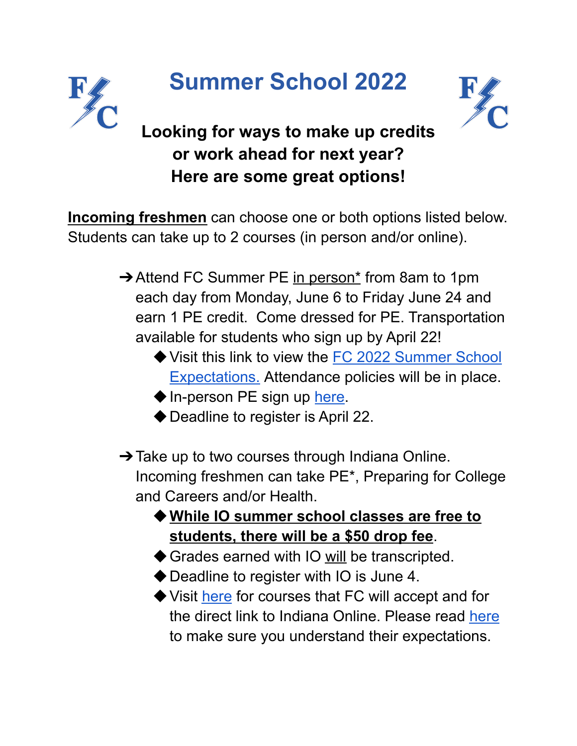# Summer School 2022

**Looking for ways to make up credits or work ahead for next year? Here are some great options!**

**Incoming freshmen** can choose one or both options listed below. Students can take up to 2 courses (in person and/or online).

- Attend FC Summer PE in person* from 8am to 1pm each day from Monday, June 6 to Friday June 24 and earn 1 PE credit. Come dressed for PE. Transportation available for students who sign up by April 22!
  - Visit this link to view the FC 2022 Summer School Expectations. Attendance policies will be in place.
  - In-person PE sign up here.
  - Deadline to register is April 22.

- Take up to two courses through Indiana Online. Incoming freshmen can take PE*, Preparing for College and Careers and/or Health.
  - **While IO summer school classes are free to students, there will be a $50 drop fee**.
  - Grades earned with IO will be transcripted.
  - Deadline to register with IO is June 4.
  - Visit here for courses that FC will accept and for the direct link to Indiana Online. Please read here to make sure you understand their expectations.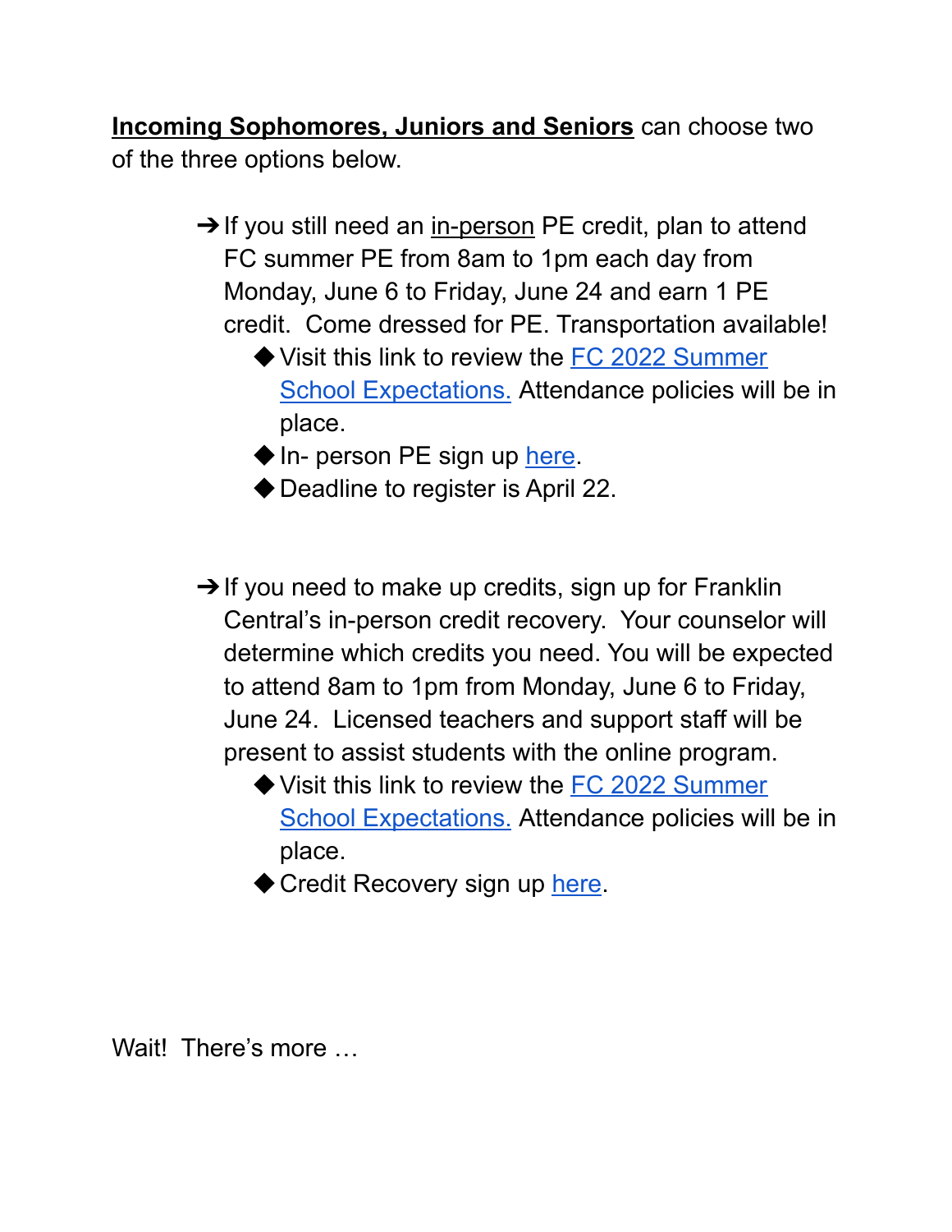**Incoming Sophomores, Juniors and Seniors** can choose two of the three options below.

- ➔ If you still need an in-person PE credit, plan to attend FC summer PE from 8am to 1pm each day from Monday, June 6 to Friday, June 24 and earn 1 PE credit. Come dressed for PE. Transportation available!
  - Visit this link to review the FC 2022 Summer School Expectations. Attendance policies will be in place.
  - In- person PE sign up here.
  - Deadline to register is April 22.

- ➔ If you need to make up credits, sign up for Franklin Central's in-person credit recovery. Your counselor will determine which credits you need. You will be expected to attend 8am to 1pm from Monday, June 6 to Friday, June 24. Licensed teachers and support staff will be present to assist students with the online program.
  - Visit this link to review the FC 2022 Summer School Expectations. Attendance policies will be in place.
  - Credit Recovery sign up here.

Wait! There's more …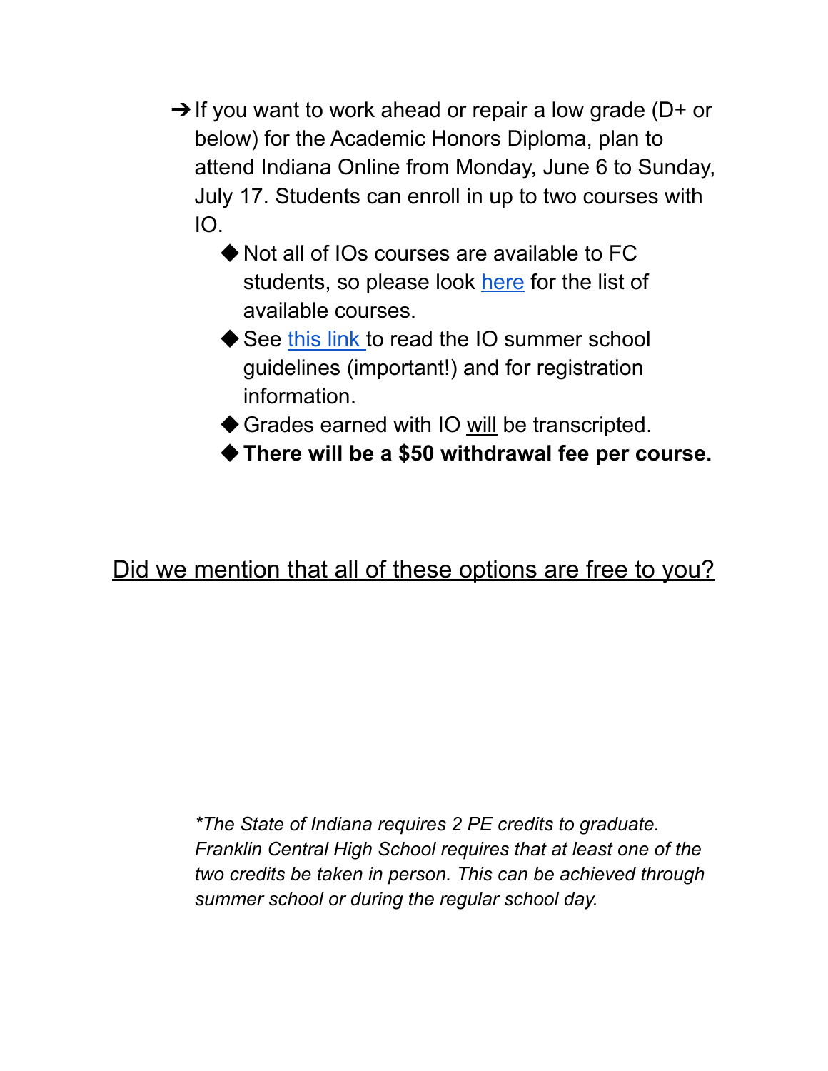- If you want to work ahead or repair a low grade (D+ or below) for the Academic Honors Diploma, plan to attend Indiana Online from Monday, June 6 to Sunday, July 17. Students can enroll in up to two courses with IO.
  - Not all of IOs courses are available to FC students, so please look here for the list of available courses.
  - See this link to read the IO summer school guidelines (important!) and for registration information.
  - Grades earned with IO <u>will</u> be transcripted.
  - **There will be a $50 withdrawal fee per course.**

<u>Did we mention that all of these options are free to you?</u>

*\*The State of Indiana requires 2 PE credits to graduate. Franklin Central High School requires that at least one of the two credits be taken in person. This can be achieved through summer school or during the regular school day.*